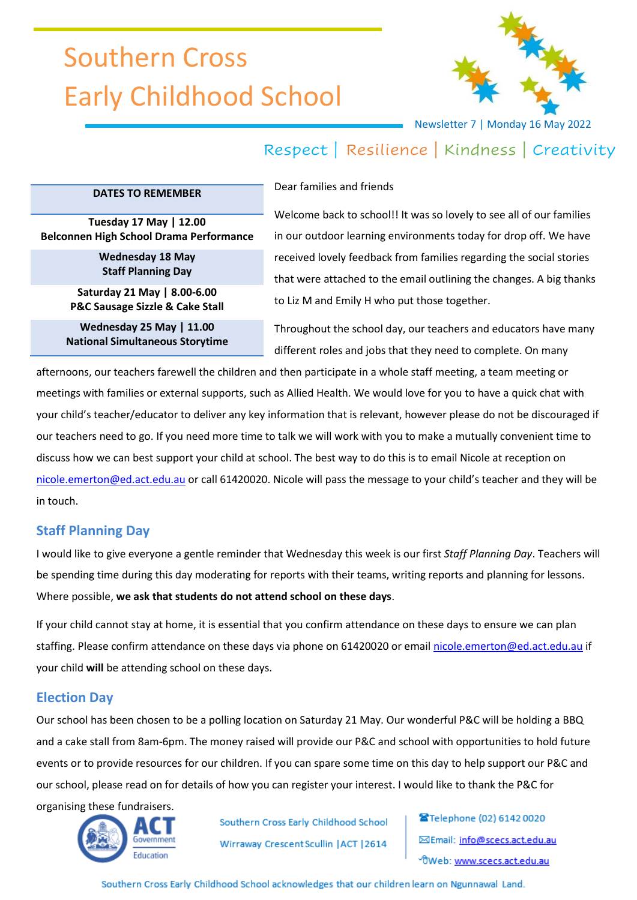# Southern Cross Early Childhood School

Newsletter 7 | Monday 16 May 2022

Respect | Resilience | Kindness | Creativity

| DATES TO REMEMBER |
|---|
| **Tuesday 17 May \| 12.00**<br>**Belconnen High School Drama Performance** |
| **Wednesday 18 May**<br>**Staff Planning Day** |
| **Saturday 21 May \| 8.00-6.00**<br>**P&C Sausage Sizzle & Cake Stall** |
| **Wednesday 25 May \| 11.00**<br>**National Simultaneous Storytime** |

Dear families and friends

Welcome back to school!! It was so lovely to see all of our families in our outdoor learning environments today for drop off. We have received lovely feedback from families regarding the social stories that were attached to the email outlining the changes. A big thanks to Liz M and Emily H who put those together.

Throughout the school day, our teachers and educators have many different roles and jobs that they need to complete. On many afternoons, our teachers farewell the children and then participate in a whole staff meeting, a team meeting or meetings with families or external supports, such as Allied Health. We would love for you to have a quick chat with your child's teacher/educator to deliver any key information that is relevant, however please do not be discouraged if our teachers need to go. If you need more time to talk we will work with you to make a mutually convenient time to discuss how we can best support your child at school. The best way to do this is to email Nicole at reception on nicole.emerton@ed.act.edu.au or call 61420020. Nicole will pass the message to your child's teacher and they will be in touch.

## Staff Planning Day

I would like to give everyone a gentle reminder that Wednesday this week is our first *Staff Planning Day*. Teachers will be spending time during this day moderating for reports with their teams, writing reports and planning for lessons. Where possible, **we ask that students do not attend school on these days**.

If your child cannot stay at home, it is essential that you confirm attendance on these days to ensure we can plan staffing. Please confirm attendance on these days via phone on 61420020 or email nicole.emerton@ed.act.edu.au if your child **will** be attending school on these days.

## Election Day

Our school has been chosen to be a polling location on Saturday 21 May. Our wonderful P&C will be holding a BBQ and a cake stall from 8am-6pm. The money raised will provide our P&C and school with opportunities to hold future events or to provide resources for our children. If you can spare some time on this day to help support our P&C and our school, please read on for details of how you can register your interest. I would like to thank the P&C for organising these fundraisers.

Southern Cross Early Childhood School
Wirraway Crescent Scullin | ACT | 2614

Telephone (02) 6142 0020
Email: info@scecs.act.edu.au
Web: www.scecs.act.edu.au

Southern Cross Early Childhood School acknowledges that our children learn on Ngunnawal Land.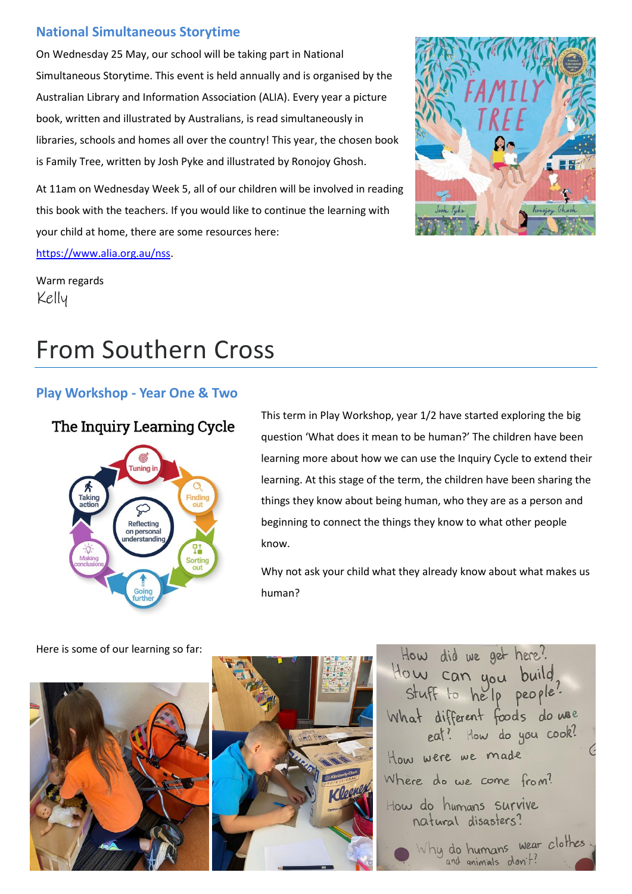### National Simultaneous Storytime

On Wednesday 25 May, our school will be taking part in National Simultaneous Storytime. This event is held annually and is organised by the Australian Library and Information Association (ALIA). Every year a picture book, written and illustrated by Australians, is read simultaneously in libraries, schools and homes all over the country! This year, the chosen book is Family Tree, written by Josh Pyke and illustrated by Ronojoy Ghosh.

At 11am on Wednesday Week 5, all of our children will be involved in reading this book with the teachers. If you would like to continue the learning with your child at home, there are some resources here: [https://www.alia.org.au/nss](https://www.alia.org.au/nss).

Warm regards
Kelly

# From Southern Cross

### Play Workshop - Year One & Two

**The Inquiry Learning Cycle**

Tuning in → Finding out → Sorting out → Going further → Making conclusions → Taking action; centre: Reflecting on personal understanding

This term in Play Workshop, year 1/2 have started exploring the big question 'What does it mean to be human?' The children have been learning more about how we can use the Inquiry Cycle to extend their learning. At this stage of the term, the children have been sharing the things they know about being human, who they are as a person and beginning to connect the things they know to what other people know.

Why not ask your child what they already know about what makes us human?

Here is some of our learning so far: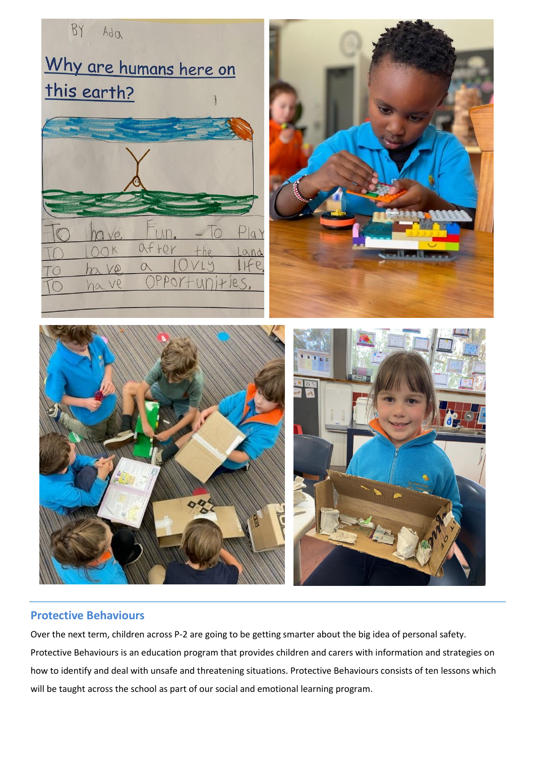## Protective Behaviours

Over the next term, children across P-2 are going to be getting smarter about the big idea of personal safety. Protective Behaviours is an education program that provides children and carers with information and strategies on how to identify and deal with unsafe and threatening situations. Protective Behaviours consists of ten lessons which will be taught across the school as part of our social and emotional learning program.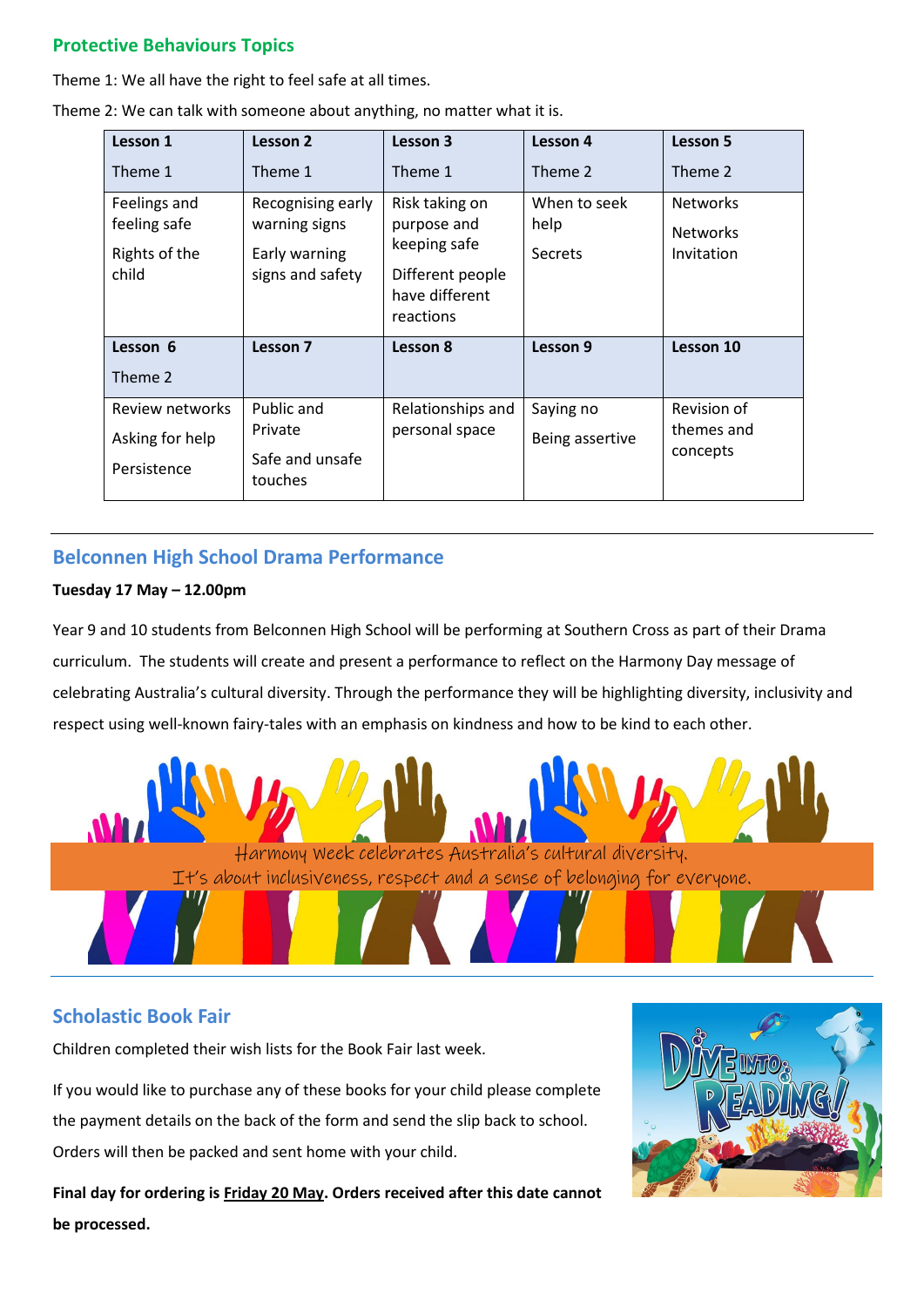## Protective Behaviours Topics

Theme 1: We all have the right to feel safe at all times.

Theme 2: We can talk with someone about anything, no matter what it is.

| Lesson 1<br>Theme 1 | Lesson 2<br>Theme 1 | Lesson 3<br>Theme 1 | Lesson 4<br>Theme 2 | Lesson 5<br>Theme 2 |
|---|---|---|---|---|
| Feelings and feeling safe<br>Rights of the child | Recognising early warning signs<br>Early warning signs and safety | Risk taking on purpose and keeping safe<br>Different people have different reactions | When to seek help<br>Secrets | Networks<br>Networks Invitation |
| **Lesson 6**<br>**Theme 2** | **Lesson 7** | **Lesson 8** | **Lesson 9** | **Lesson 10** |
| Review networks<br>Asking for help<br>Persistence | Public and Private<br>Safe and unsafe touches | Relationships and personal space | Saying no<br>Being assertive | Revision of themes and concepts |

## Belconnen High School Drama Performance

**Tuesday 17 May – 12.00pm**

Year 9 and 10 students from Belconnen High School will be performing at Southern Cross as part of their Drama curriculum. The students will create and present a performance to reflect on the Harmony Day message of celebrating Australia's cultural diversity. Through the performance they will be highlighting diversity, inclusivity and respect using well-known fairy-tales with an emphasis on kindness and how to be kind to each other.

Harmony Week celebrates Australia's cultural diversity.
It's about inclusiveness, respect and a sense of belonging for everyone.

## Scholastic Book Fair

Children completed their wish lists for the Book Fair last week.

If you would like to purchase any of these books for your child please complete the payment details on the back of the form and send the slip back to school. Orders will then be packed and sent home with your child.

**Final day for ordering is Friday 20 May. Orders received after this date cannot be processed.**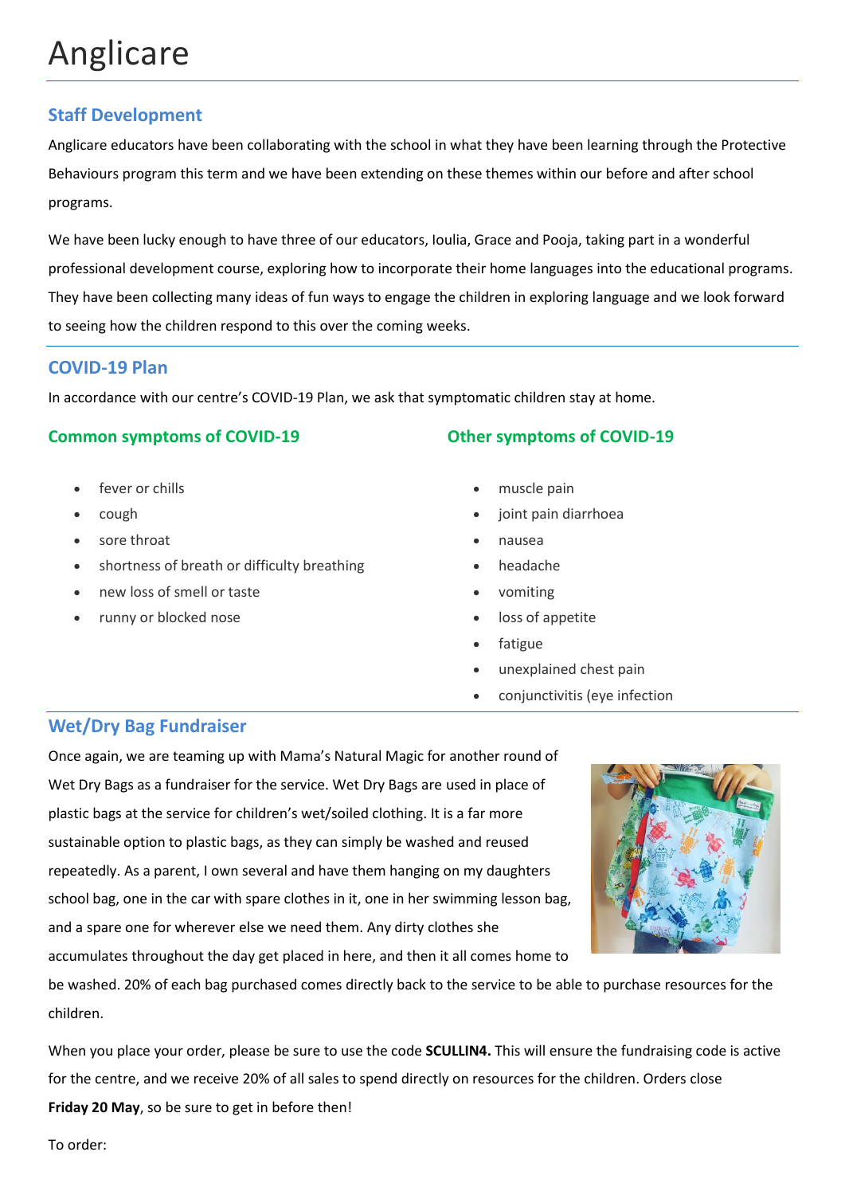# Anglicare

## Staff Development

Anglicare educators have been collaborating with the school in what they have been learning through the Protective Behaviours program this term and we have been extending on these themes within our before and after school programs.

We have been lucky enough to have three of our educators, Ioulia, Grace and Pooja, taking part in a wonderful professional development course, exploring how to incorporate their home languages into the educational programs. They have been collecting many ideas of fun ways to engage the children in exploring language and we look forward to seeing how the children respond to this over the coming weeks.

## COVID-19 Plan

In accordance with our centre's COVID-19 Plan, we ask that symptomatic children stay at home.

### Common symptoms of COVID-19

- fever or chills
- cough
- sore throat
- shortness of breath or difficulty breathing
- new loss of smell or taste
- runny or blocked nose

### Other symptoms of COVID-19

- muscle pain
- joint pain diarrhoea
- nausea
- headache
- vomiting
- loss of appetite
- fatigue
- unexplained chest pain
- conjunctivitis (eye infection

## Wet/Dry Bag Fundraiser

Once again, we are teaming up with Mama's Natural Magic for another round of Wet Dry Bags as a fundraiser for the service. Wet Dry Bags are used in place of plastic bags at the service for children's wet/soiled clothing. It is a far more sustainable option to plastic bags, as they can simply be washed and reused repeatedly. As a parent, I own several and have them hanging on my daughters school bag, one in the car with spare clothes in it, one in her swimming lesson bag, and a spare one for wherever else we need them. Any dirty clothes she accumulates throughout the day get placed in here, and then it all comes home to be washed. 20% of each bag purchased comes directly back to the service to be able to purchase resources for the children.

When you place your order, please be sure to use the code **SCULLIN4.** This will ensure the fundraising code is active for the centre, and we receive 20% of all sales to spend directly on resources for the children. Orders close **Friday 20 May**, so be sure to get in before then!

To order: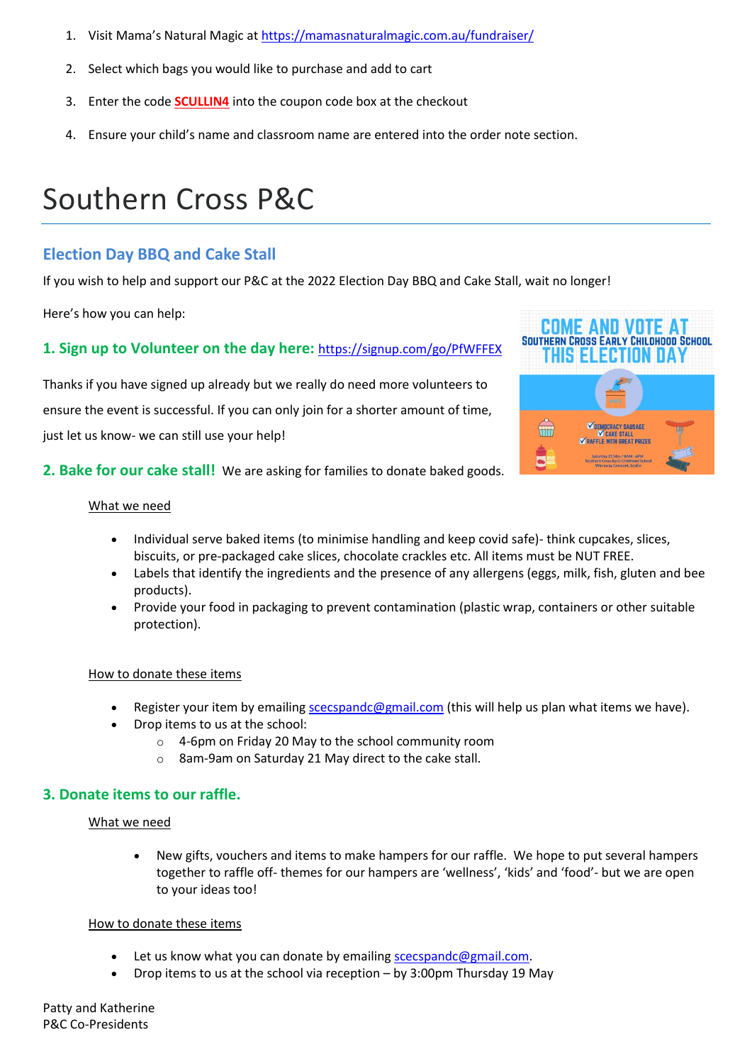1. Visit Mama's Natural Magic at https://mamasnaturalmagic.com.au/fundraiser/
2. Select which bags you would like to purchase and add to cart
3. Enter the code **SCULLIN4** into the coupon code box at the checkout
4. Ensure your child's name and classroom name are entered into the order note section.

# Southern Cross P&C

## Election Day BBQ and Cake Stall

If you wish to help and support our P&C at the 2022 Election Day BBQ and Cake Stall, wait no longer!

Here's how you can help:

### 1. Sign up to Volunteer on the day here: https://signup.com/go/PfWFFEX

Thanks if you have signed up already but we really do need more volunteers to ensure the event is successful. If you can only join for a shorter amount of time, just let us know- we can still use your help!

### 2. Bake for our cake stall! 

We are asking for families to donate baked goods.

What we need

- Individual serve baked items (to minimise handling and keep covid safe)- think cupcakes, slices, biscuits, or pre-packaged cake slices, chocolate crackles etc. All items must be NUT FREE.
- Labels that identify the ingredients and the presence of any allergens (eggs, milk, fish, gluten and bee products).
- Provide your food in packaging to prevent contamination (plastic wrap, containers or other suitable protection).

How to donate these items

- Register your item by emailing scecspandc@gmail.com (this will help us plan what items we have).
- Drop items to us at the school:
  - 4-6pm on Friday 20 May to the school community room
  - 8am-9am on Saturday 21 May direct to the cake stall.

### 3. Donate items to our raffle.

What we need

- New gifts, vouchers and items to make hampers for our raffle. We hope to put several hampers together to raffle off- themes for our hampers are 'wellness', 'kids' and 'food'- but we are open to your ideas too!

How to donate these items

- Let us know what you can donate by emailing scecspandc@gmail.com.
- Drop items to us at the school via reception – by 3:00pm Thursday 19 May

Patty and Katherine
P&C Co-Presidents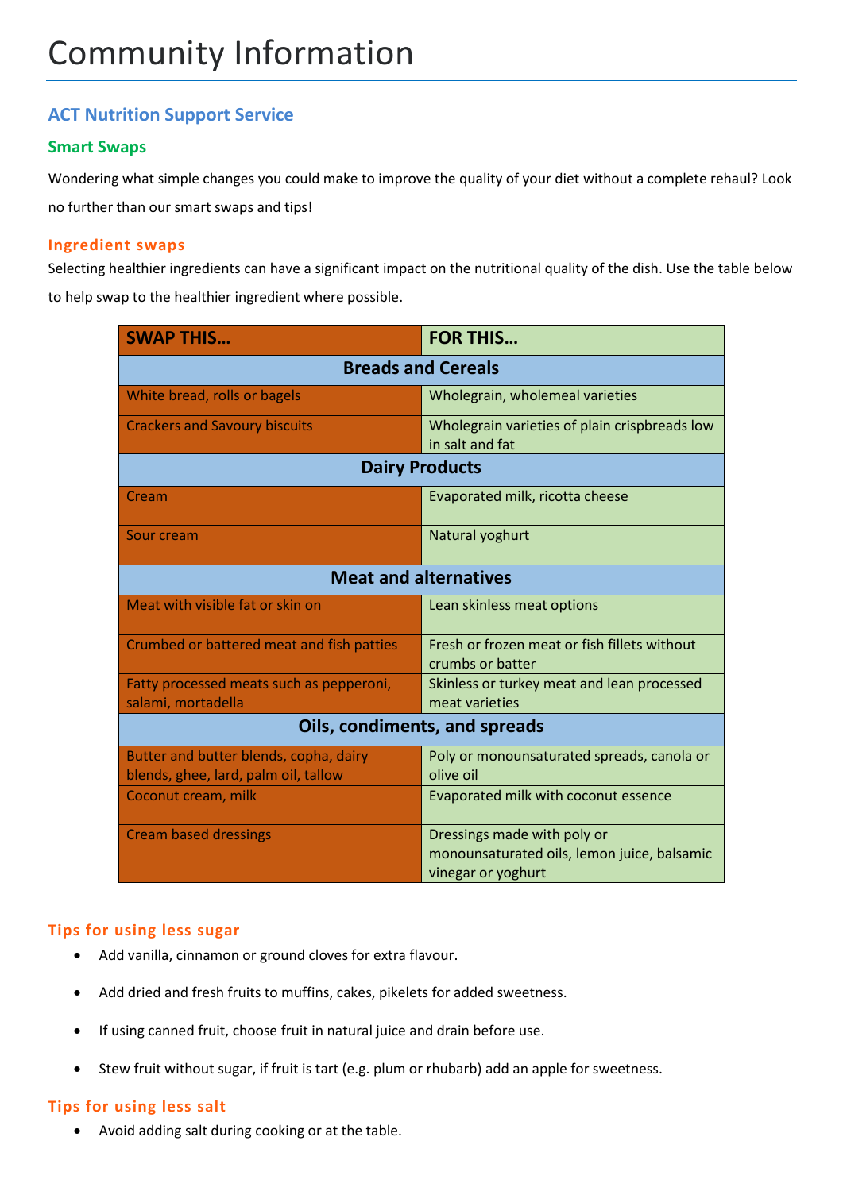# Community Information

## ACT Nutrition Support Service

### Smart Swaps

Wondering what simple changes you could make to improve the quality of your diet without a complete rehaul? Look no further than our smart swaps and tips!

#### Ingredient swaps

Selecting healthier ingredients can have a significant impact on the nutritional quality of the dish. Use the table below to help swap to the healthier ingredient where possible.

| SWAP THIS… | FOR THIS… |
|---|---|
| **Breads and Cereals** | |
| White bread, rolls or bagels | Wholegrain, wholemeal varieties |
| Crackers and Savoury biscuits | Wholegrain varieties of plain crispbreads low in salt and fat |
| **Dairy Products** | |
| Cream | Evaporated milk, ricotta cheese |
| Sour cream | Natural yoghurt |
| **Meat and alternatives** | |
| Meat with visible fat or skin on | Lean skinless meat options |
| Crumbed or battered meat and fish patties | Fresh or frozen meat or fish fillets without crumbs or batter |
| Fatty processed meats such as pepperoni, salami, mortadella | Skinless or turkey meat and lean processed meat varieties |
| **Oils, condiments, and spreads** | |
| Butter and butter blends, copha, dairy blends, ghee, lard, palm oil, tallow | Poly or monounsaturated spreads, canola or olive oil |
| Coconut cream, milk | Evaporated milk with coconut essence |
| Cream based dressings | Dressings made with poly or monounsaturated oils, lemon juice, balsamic vinegar or yoghurt |

#### Tips for using less sugar

- Add vanilla, cinnamon or ground cloves for extra flavour.
- Add dried and fresh fruits to muffins, cakes, pikelets for added sweetness.
- If using canned fruit, choose fruit in natural juice and drain before use.
- Stew fruit without sugar, if fruit is tart (e.g. plum or rhubarb) add an apple for sweetness.

#### Tips for using less salt

- Avoid adding salt during cooking or at the table.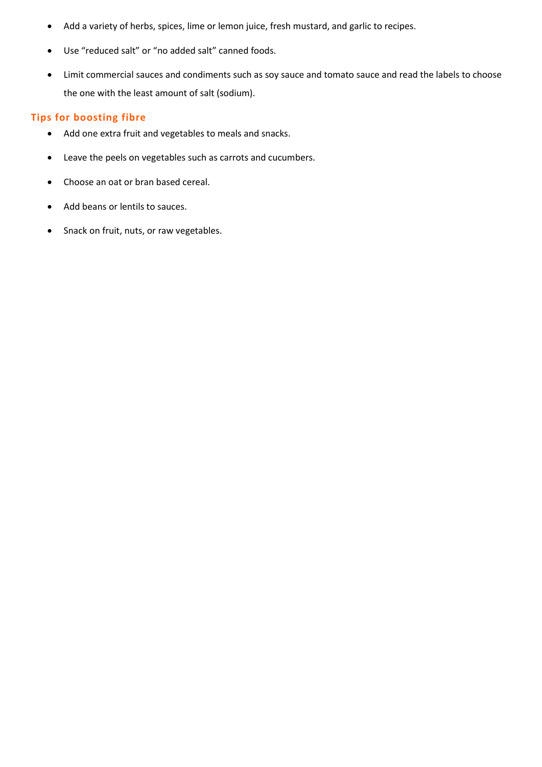- Add a variety of herbs, spices, lime or lemon juice, fresh mustard, and garlic to recipes.
- Use "reduced salt" or "no added salt" canned foods.
- Limit commercial sauces and condiments such as soy sauce and tomato sauce and read the labels to choose the one with the least amount of salt (sodium).

### Tips for boosting fibre

- Add one extra fruit and vegetables to meals and snacks.
- Leave the peels on vegetables such as carrots and cucumbers.
- Choose an oat or bran based cereal.
- Add beans or lentils to sauces.
- Snack on fruit, nuts, or raw vegetables.